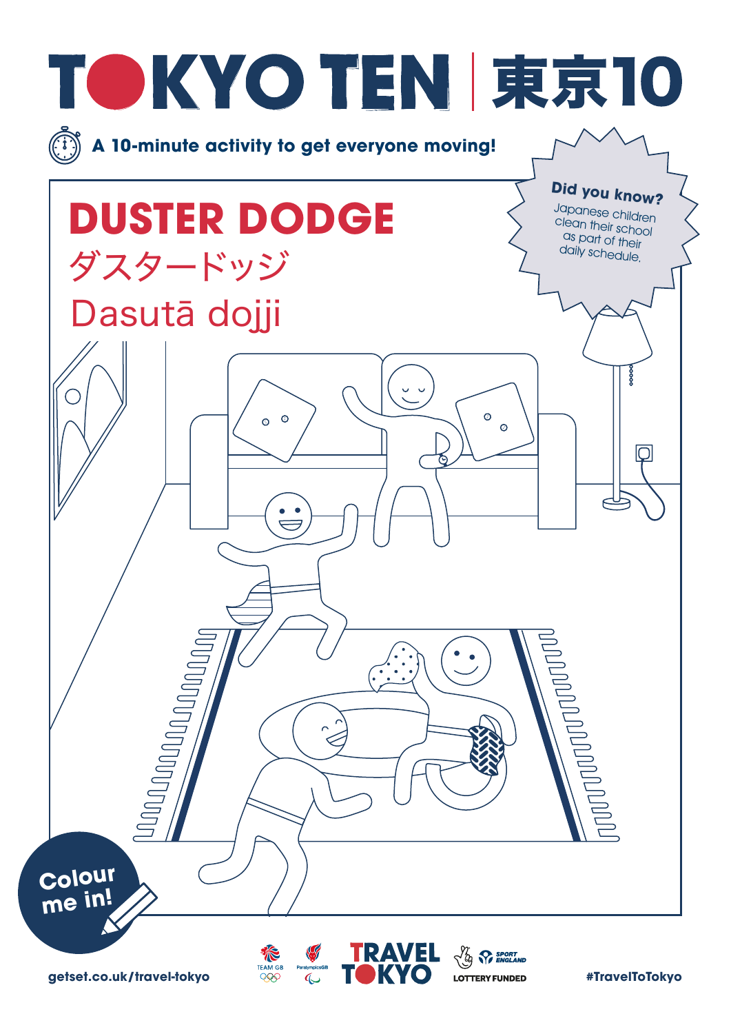# TOKYO TEN | 東京10

A 10-minute activity to get everyone moving!

**Did you know?**
Japanese children clean their school as part of their daily schedule.

## DUSTER DODGE
ダスタードッジ
Dasutā dojji

Colour me in!

getset.co.uk/travel-tokyo

TEAM GB | ParalympicsGB | TRAVEL TOKYO | LOTTERY FUNDED | SPORT ENGLAND

#TravelToTokyo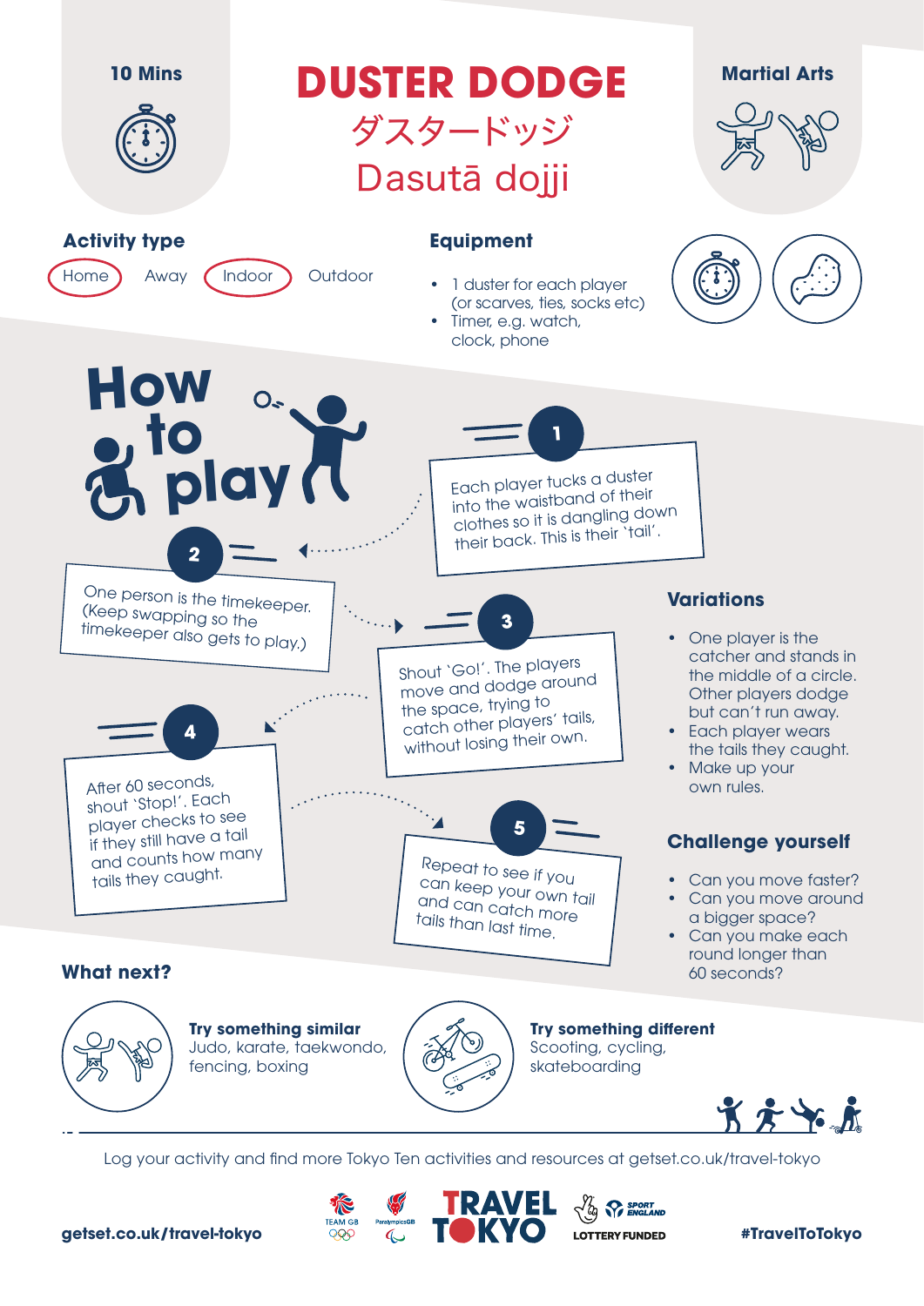10 Mins

# DUSTER DODGE

## ダスタードッジ

## Dasutā dojji

Martial Arts

### Activity type

Home | Away | Indoor | Outdoor

### Equipment

- 1 duster for each player (or scarves, ties, socks etc)
- Timer, e.g. watch, clock, phone

## How to play

1. Each player tucks a duster into the waistband of their clothes so it is dangling down their back. This is their 'tail'.
2. One person is the timekeeper. (Keep swapping so the timekeeper also gets to play.)
3. Shout 'Go!'. The players move and dodge around the space, trying to catch other players' tails, without losing their own.
4. After 60 seconds, shout 'Stop!'. Each player checks to see if they still have a tail and counts how many tails they caught.
5. Repeat to see if you can keep your own tail and can catch more tails than last time.

### Variations

- One player is the catcher and stands in the middle of a circle. Other players dodge but can't run away.
- Each player wears the tails they caught.
- Make up your own rules.

### Challenge yourself

- Can you move faster?
- Can you move around a bigger space?
- Can you make each round longer than 60 seconds?

### What next?

**Try something similar**
Judo, karate, taekwondo, fencing, boxing

**Try something different**
Scooting, cycling, skateboarding

Log your activity and find more Tokyo Ten activities and resources at getset.co.uk/travel-tokyo

**getset.co.uk/travel-tokyo**

**#TravelToTokyo**